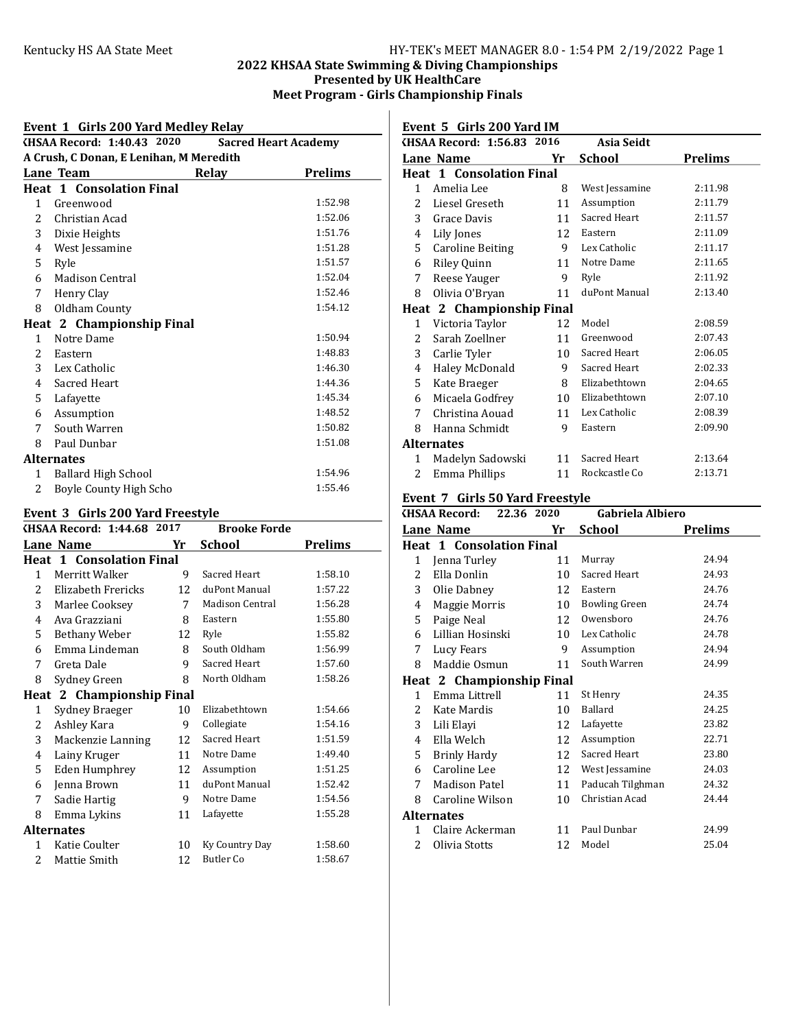# 2022 KHSAA State Swimming & Diving Championships
## Presented by UK HealthCare
## Meet Program - Girls Championship Finals

### Event 1 Girls 200 Yard Medley Relay

KHSAA Record: 1:40.43 2020 Sacred Heart Academy
A Crush, C Donan, E Lenihan, M Meredith

| Lane | Team | Relay | Prelims |
|---|---|---|---|
| **Heat 1 Consolation Final** | | | |
| 1 | Greenwood | | 1:52.98 |
| 2 | Christian Acad | | 1:52.06 |
| 3 | Dixie Heights | | 1:51.76 |
| 4 | West Jessamine | | 1:51.28 |
| 5 | Ryle | | 1:51.57 |
| 6 | Madison Central | | 1:52.04 |
| 7 | Henry Clay | | 1:52.46 |
| 8 | Oldham County | | 1:54.12 |
| **Heat 2 Championship Final** | | | |
| 1 | Notre Dame | | 1:50.94 |
| 2 | Eastern | | 1:48.83 |
| 3 | Lex Catholic | | 1:46.30 |
| 4 | Sacred Heart | | 1:44.36 |
| 5 | Lafayette | | 1:45.34 |
| 6 | Assumption | | 1:48.52 |
| 7 | South Warren | | 1:50.82 |
| 8 | Paul Dunbar | | 1:51.08 |
| **Alternates** | | | |
| 1 | Ballard High School | | 1:54.96 |
| 2 | Boyle County High Scho | | 1:55.46 |

### Event 3 Girls 200 Yard Freestyle

KHSAA Record: 1:44.68 2017 Brooke Forde

| Lane | Name | Yr | School | Prelims |
|---|---|---|---|---|
| **Heat 1 Consolation Final** | | | | |
| 1 | Merritt Walker | 9 | Sacred Heart | 1:58.10 |
| 2 | Elizabeth Frericks | 12 | duPont Manual | 1:57.22 |
| 3 | Marlee Cooksey | 7 | Madison Central | 1:56.28 |
| 4 | Ava Grazziani | 8 | Eastern | 1:55.80 |
| 5 | Bethany Weber | 12 | Ryle | 1:55.82 |
| 6 | Emma Lindeman | 8 | South Oldham | 1:56.99 |
| 7 | Greta Dale | 9 | Sacred Heart | 1:57.60 |
| 8 | Sydney Green | 8 | North Oldham | 1:58.26 |
| **Heat 2 Championship Final** | | | | |
| 1 | Sydney Braeger | 10 | Elizabethtown | 1:54.66 |
| 2 | Ashley Kara | 9 | Collegiate | 1:54.16 |
| 3 | Mackenzie Lanning | 12 | Sacred Heart | 1:51.59 |
| 4 | Lainy Kruger | 11 | Notre Dame | 1:49.40 |
| 5 | Eden Humphrey | 12 | Assumption | 1:51.25 |
| 6 | Jenna Brown | 11 | duPont Manual | 1:52.42 |
| 7 | Sadie Hartig | 9 | Notre Dame | 1:54.56 |
| 8 | Emma Lykins | 11 | Lafayette | 1:55.28 |
| **Alternates** | | | | |
| 1 | Katie Coulter | 10 | Ky Country Day | 1:58.60 |
| 2 | Mattie Smith | 12 | Butler Co | 1:58.67 |

### Event 5 Girls 200 Yard IM

KHSAA Record: 1:56.83 2016 Asia Seidt

| Lane | Name | Yr | School | Prelims |
|---|---|---|---|---|
| **Heat 1 Consolation Final** | | | | |
| 1 | Amelia Lee | 8 | West Jessamine | 2:11.98 |
| 2 | Liesel Greseth | 11 | Assumption | 2:11.79 |
| 3 | Grace Davis | 11 | Sacred Heart | 2:11.57 |
| 4 | Lily Jones | 12 | Eastern | 2:11.09 |
| 5 | Caroline Beiting | 9 | Lex Catholic | 2:11.17 |
| 6 | Riley Quinn | 11 | Notre Dame | 2:11.65 |
| 7 | Reese Yauger | 9 | Ryle | 2:11.92 |
| 8 | Olivia O'Bryan | 11 | duPont Manual | 2:13.40 |
| **Heat 2 Championship Final** | | | | |
| 1 | Victoria Taylor | 12 | Model | 2:08.59 |
| 2 | Sarah Zoellner | 11 | Greenwood | 2:07.43 |
| 3 | Carlie Tyler | 10 | Sacred Heart | 2:06.05 |
| 4 | Haley McDonald | 9 | Sacred Heart | 2:02.33 |
| 5 | Kate Braeger | 8 | Elizabethtown | 2:04.65 |
| 6 | Micaela Godfrey | 10 | Elizabethtown | 2:07.10 |
| 7 | Christina Aouad | 11 | Lex Catholic | 2:08.39 |
| 8 | Hanna Schmidt | 9 | Eastern | 2:09.90 |
| **Alternates** | | | | |
| 1 | Madelyn Sadowski | 11 | Sacred Heart | 2:13.64 |
| 2 | Emma Phillips | 11 | Rockcastle Co | 2:13.71 |

### Event 7 Girls 50 Yard Freestyle

KHSAA Record: 22.36 2020 Gabriela Albiero

| Lane | Name | Yr | School | Prelims |
|---|---|---|---|---|
| **Heat 1 Consolation Final** | | | | |
| 1 | Jenna Turley | 11 | Murray | 24.94 |
| 2 | Ella Donlin | 10 | Sacred Heart | 24.93 |
| 3 | Olie Dabney | 12 | Eastern | 24.76 |
| 4 | Maggie Morris | 10 | Bowling Green | 24.74 |
| 5 | Paige Neal | 12 | Owensboro | 24.76 |
| 6 | Lillian Hosinski | 10 | Lex Catholic | 24.78 |
| 7 | Lucy Fears | 9 | Assumption | 24.94 |
| 8 | Maddie Osmun | 11 | South Warren | 24.99 |
| **Heat 2 Championship Final** | | | | |
| 1 | Emma Littrell | 11 | St Henry | 24.35 |
| 2 | Kate Mardis | 10 | Ballard | 24.25 |
| 3 | Lili Elayi | 12 | Lafayette | 23.82 |
| 4 | Ella Welch | 12 | Assumption | 22.71 |
| 5 | Brinly Hardy | 12 | Sacred Heart | 23.80 |
| 6 | Caroline Lee | 12 | West Jessamine | 24.03 |
| 7 | Madison Patel | 11 | Paducah Tilghman | 24.32 |
| 8 | Caroline Wilson | 10 | Christian Acad | 24.44 |
| **Alternates** | | | | |
| 1 | Claire Ackerman | 11 | Paul Dunbar | 24.99 |
| 2 | Olivia Stotts | 12 | Model | 25.04 |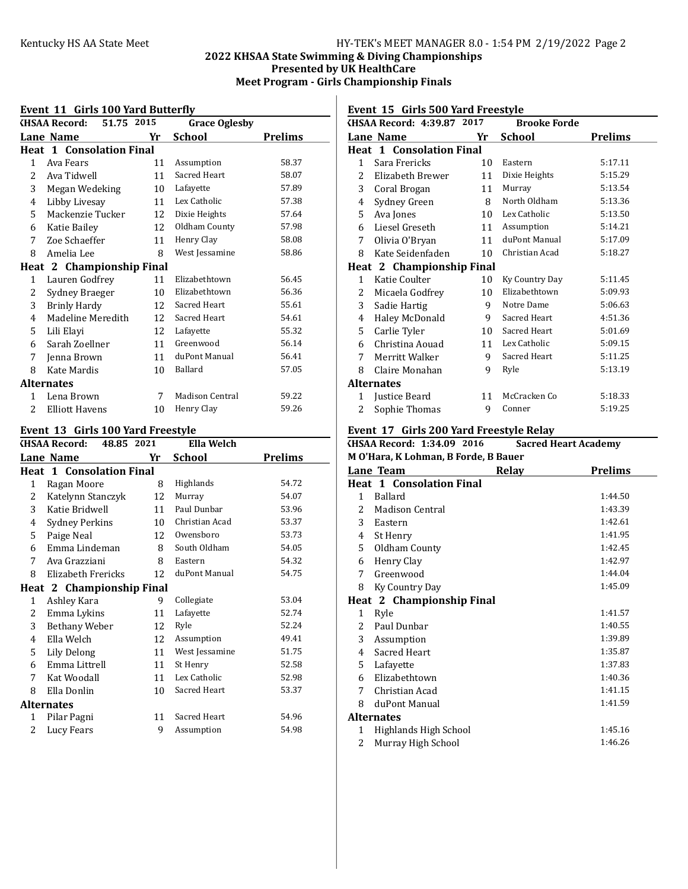## 2022 KHSAA State Swimming & Diving Championships
## Presented by UK HealthCare
## Meet Program - Girls Championship Finals

### Event 11 Girls 100 Yard Butterfly

KHSAA Record: 51.75 2015 Grace Oglesby

| Lane | Name | Yr | School | Prelims |
|---|---|---|---|---|
| **Heat 1 Consolation Final** | | | | |
| 1 | Ava Fears | 11 | Assumption | 58.37 |
| 2 | Ava Tidwell | 11 | Sacred Heart | 58.07 |
| 3 | Megan Wedeking | 10 | Lafayette | 57.89 |
| 4 | Libby Livesay | 11 | Lex Catholic | 57.38 |
| 5 | Mackenzie Tucker | 12 | Dixie Heights | 57.64 |
| 6 | Katie Bailey | 12 | Oldham County | 57.98 |
| 7 | Zoe Schaeffer | 11 | Henry Clay | 58.08 |
| 8 | Amelia Lee | 8 | West Jessamine | 58.86 |
| **Heat 2 Championship Final** | | | | |
| 1 | Lauren Godfrey | 11 | Elizabethtown | 56.45 |
| 2 | Sydney Braeger | 10 | Elizabethtown | 56.36 |
| 3 | Brinly Hardy | 12 | Sacred Heart | 55.61 |
| 4 | Madeline Meredith | 12 | Sacred Heart | 54.61 |
| 5 | Lili Elayi | 12 | Lafayette | 55.32 |
| 6 | Sarah Zoellner | 11 | Greenwood | 56.14 |
| 7 | Jenna Brown | 11 | duPont Manual | 56.41 |
| 8 | Kate Mardis | 10 | Ballard | 57.05 |
| **Alternates** | | | | |
| 1 | Lena Brown | 7 | Madison Central | 59.22 |
| 2 | Elliott Havens | 10 | Henry Clay | 59.26 |

### Event 13 Girls 100 Yard Freestyle

KHSAA Record: 48.85 2021 Ella Welch

| Lane | Name | Yr | School | Prelims |
|---|---|---|---|---|
| **Heat 1 Consolation Final** | | | | |
| 1 | Ragan Moore | 8 | Highlands | 54.72 |
| 2 | Katelynn Stanczyk | 12 | Murray | 54.07 |
| 3 | Katie Bridwell | 11 | Paul Dunbar | 53.96 |
| 4 | Sydney Perkins | 10 | Christian Acad | 53.37 |
| 5 | Paige Neal | 12 | Owensboro | 53.73 |
| 6 | Emma Lindeman | 8 | South Oldham | 54.05 |
| 7 | Ava Grazziani | 8 | Eastern | 54.32 |
| 8 | Elizabeth Frericks | 12 | duPont Manual | 54.75 |
| **Heat 2 Championship Final** | | | | |
| 1 | Ashley Kara | 9 | Collegiate | 53.04 |
| 2 | Emma Lykins | 11 | Lafayette | 52.74 |
| 3 | Bethany Weber | 12 | Ryle | 52.24 |
| 4 | Ella Welch | 12 | Assumption | 49.41 |
| 5 | Lily Delong | 11 | West Jessamine | 51.75 |
| 6 | Emma Littrell | 11 | St Henry | 52.58 |
| 7 | Kat Woodall | 11 | Lex Catholic | 52.98 |
| 8 | Ella Donlin | 10 | Sacred Heart | 53.37 |
| **Alternates** | | | | |
| 1 | Pilar Pagni | 11 | Sacred Heart | 54.96 |
| 2 | Lucy Fears | 9 | Assumption | 54.98 |

### Event 15 Girls 500 Yard Freestyle

KHSAA Record: 4:39.87 2017 Brooke Forde

| Lane | Name | Yr | School | Prelims |
|---|---|---|---|---|
| **Heat 1 Consolation Final** | | | | |
| 1 | Sara Frericks | 10 | Eastern | 5:17.11 |
| 2 | Elizabeth Brewer | 11 | Dixie Heights | 5:15.29 |
| 3 | Coral Brogan | 11 | Murray | 5:13.54 |
| 4 | Sydney Green | 8 | North Oldham | 5:13.36 |
| 5 | Ava Jones | 10 | Lex Catholic | 5:13.50 |
| 6 | Liesel Greseth | 11 | Assumption | 5:14.21 |
| 7 | Olivia O'Bryan | 11 | duPont Manual | 5:17.09 |
| 8 | Kate Seidenfaden | 10 | Christian Acad | 5:18.27 |
| **Heat 2 Championship Final** | | | | |
| 1 | Katie Coulter | 10 | Ky Country Day | 5:11.45 |
| 2 | Micaela Godfrey | 10 | Elizabethtown | 5:09.93 |
| 3 | Sadie Hartig | 9 | Notre Dame | 5:06.63 |
| 4 | Haley McDonald | 9 | Sacred Heart | 4:51.36 |
| 5 | Carlie Tyler | 10 | Sacred Heart | 5:01.69 |
| 6 | Christina Aouad | 11 | Lex Catholic | 5:09.15 |
| 7 | Merritt Walker | 9 | Sacred Heart | 5:11.25 |
| 8 | Claire Monahan | 9 | Ryle | 5:13.19 |
| **Alternates** | | | | |
| 1 | Justice Beard | 11 | McCracken Co | 5:18.33 |
| 2 | Sophie Thomas | 9 | Conner | 5:19.25 |

### Event 17 Girls 200 Yard Freestyle Relay

KHSAA Record: 1:34.09 2016 Sacred Heart Academy
M O'Hara, K Lohman, B Forde, B Bauer

| Lane | Team | Relay | Prelims |
|---|---|---|---|
| **Heat 1 Consolation Final** | | | |
| 1 | Ballard | | 1:44.50 |
| 2 | Madison Central | | 1:43.39 |
| 3 | Eastern | | 1:42.61 |
| 4 | St Henry | | 1:41.95 |
| 5 | Oldham County | | 1:42.45 |
| 6 | Henry Clay | | 1:42.97 |
| 7 | Greenwood | | 1:44.04 |
| 8 | Ky Country Day | | 1:45.09 |
| **Heat 2 Championship Final** | | | |
| 1 | Ryle | | 1:41.57 |
| 2 | Paul Dunbar | | 1:40.55 |
| 3 | Assumption | | 1:39.89 |
| 4 | Sacred Heart | | 1:35.87 |
| 5 | Lafayette | | 1:37.83 |
| 6 | Elizabethtown | | 1:40.36 |
| 7 | Christian Acad | | 1:41.15 |
| 8 | duPont Manual | | 1:41.59 |
| **Alternates** | | | |
| 1 | Highlands High School | | 1:45.16 |
| 2 | Murray High School | | 1:46.26 |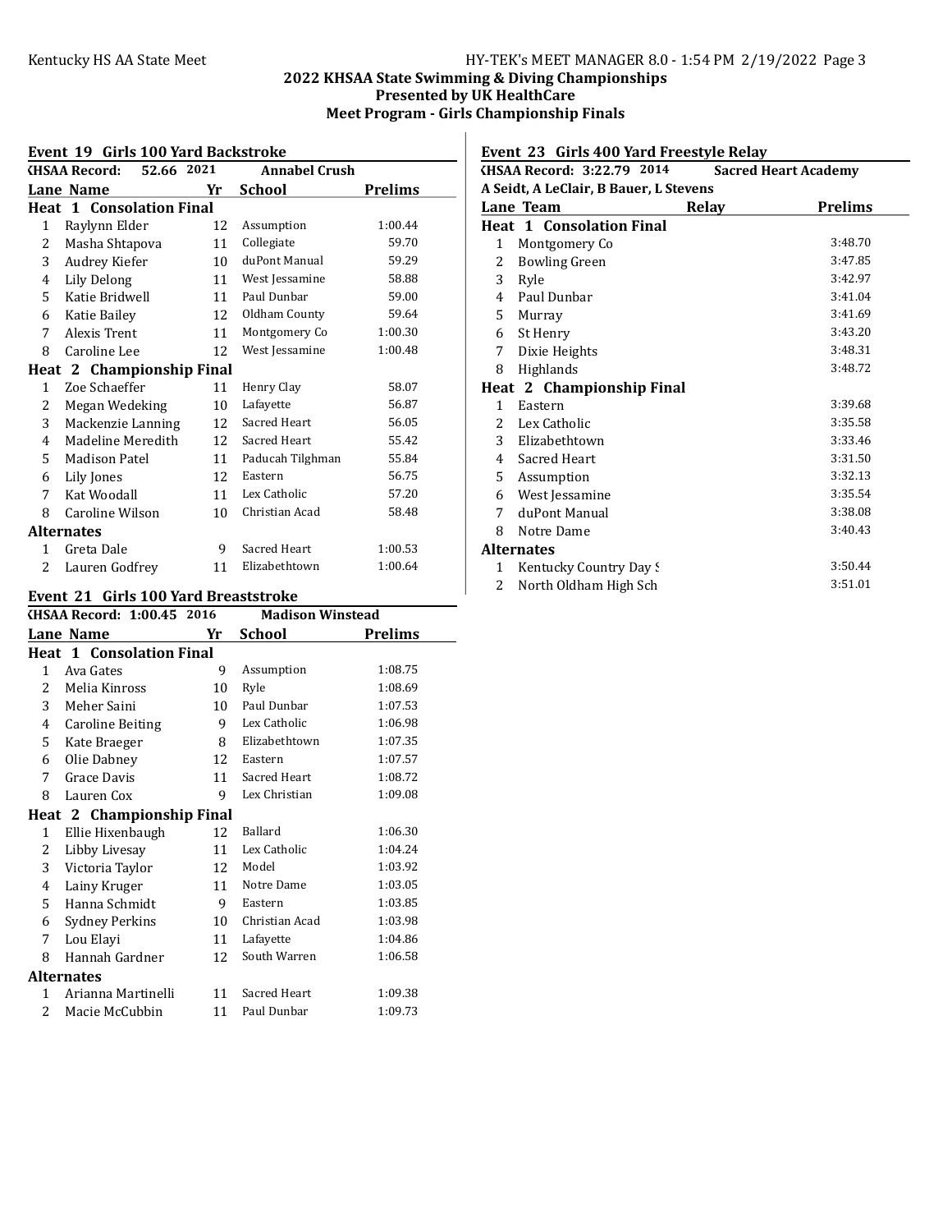## 2022 KHSAA State Swimming & Diving Championships
## Presented by UK HealthCare
## Meet Program - Girls Championship Finals

### Event 19 Girls 100 Yard Backstroke

KHSAA Record: 52.66 2021 Annabel Crush

| Lane | Name | Yr | School | Prelims |
|---|---|---|---|---|
| **Heat 1 Consolation Final** | | | | |
| 1 | Raylynn Elder | 12 | Assumption | 1:00.44 |
| 2 | Masha Shtapova | 11 | Collegiate | 59.70 |
| 3 | Audrey Kiefer | 10 | duPont Manual | 59.29 |
| 4 | Lily Delong | 11 | West Jessamine | 58.88 |
| 5 | Katie Bridwell | 11 | Paul Dunbar | 59.00 |
| 6 | Katie Bailey | 12 | Oldham County | 59.64 |
| 7 | Alexis Trent | 11 | Montgomery Co | 1:00.30 |
| 8 | Caroline Lee | 12 | West Jessamine | 1:00.48 |
| **Heat 2 Championship Final** | | | | |
| 1 | Zoe Schaeffer | 11 | Henry Clay | 58.07 |
| 2 | Megan Wedeking | 10 | Lafayette | 56.87 |
| 3 | Mackenzie Lanning | 12 | Sacred Heart | 56.05 |
| 4 | Madeline Meredith | 12 | Sacred Heart | 55.42 |
| 5 | Madison Patel | 11 | Paducah Tilghman | 55.84 |
| 6 | Lily Jones | 12 | Eastern | 56.75 |
| 7 | Kat Woodall | 11 | Lex Catholic | 57.20 |
| 8 | Caroline Wilson | 10 | Christian Acad | 58.48 |
| **Alternates** | | | | |
| 1 | Greta Dale | 9 | Sacred Heart | 1:00.53 |
| 2 | Lauren Godfrey | 11 | Elizabethtown | 1:00.64 |

### Event 21 Girls 100 Yard Breaststroke

KHSAA Record: 1:00.45 2016 Madison Winstead

| Lane | Name | Yr | School | Prelims |
|---|---|---|---|---|
| **Heat 1 Consolation Final** | | | | |
| 1 | Ava Gates | 9 | Assumption | 1:08.75 |
| 2 | Melia Kinross | 10 | Ryle | 1:08.69 |
| 3 | Meher Saini | 10 | Paul Dunbar | 1:07.53 |
| 4 | Caroline Beiting | 9 | Lex Catholic | 1:06.98 |
| 5 | Kate Braeger | 8 | Elizabethtown | 1:07.35 |
| 6 | Olie Dabney | 12 | Eastern | 1:07.57 |
| 7 | Grace Davis | 11 | Sacred Heart | 1:08.72 |
| 8 | Lauren Cox | 9 | Lex Christian | 1:09.08 |
| **Heat 2 Championship Final** | | | | |
| 1 | Ellie Hixenbaugh | 12 | Ballard | 1:06.30 |
| 2 | Libby Livesay | 11 | Lex Catholic | 1:04.24 |
| 3 | Victoria Taylor | 12 | Model | 1:03.92 |
| 4 | Lainy Kruger | 11 | Notre Dame | 1:03.05 |
| 5 | Hanna Schmidt | 9 | Eastern | 1:03.85 |
| 6 | Sydney Perkins | 10 | Christian Acad | 1:03.98 |
| 7 | Lou Elayi | 11 | Lafayette | 1:04.86 |
| 8 | Hannah Gardner | 12 | South Warren | 1:06.58 |
| **Alternates** | | | | |
| 1 | Arianna Martinelli | 11 | Sacred Heart | 1:09.38 |
| 2 | Macie McCubbin | 11 | Paul Dunbar | 1:09.73 |

### Event 23 Girls 400 Yard Freestyle Relay

KHSAA Record: 3:22.79 2014 Sacred Heart Academy
A Seidt, A LeClair, B Bauer, L Stevens

| Lane | Team | Relay | Prelims |
|---|---|---|---|
| **Heat 1 Consolation Final** | | | |
| 1 | Montgomery Co | | 3:48.70 |
| 2 | Bowling Green | | 3:47.85 |
| 3 | Ryle | | 3:42.97 |
| 4 | Paul Dunbar | | 3:41.04 |
| 5 | Murray | | 3:41.69 |
| 6 | St Henry | | 3:43.20 |
| 7 | Dixie Heights | | 3:48.31 |
| 8 | Highlands | | 3:48.72 |
| **Heat 2 Championship Final** | | | |
| 1 | Eastern | | 3:39.68 |
| 2 | Lex Catholic | | 3:35.58 |
| 3 | Elizabethtown | | 3:33.46 |
| 4 | Sacred Heart | | 3:31.50 |
| 5 | Assumption | | 3:32.13 |
| 6 | West Jessamine | | 3:35.54 |
| 7 | duPont Manual | | 3:38.08 |
| 8 | Notre Dame | | 3:40.43 |
| **Alternates** | | | |
| 1 | Kentucky Country Day S | | 3:50.44 |
| 2 | North Oldham High Sch | | 3:51.01 |